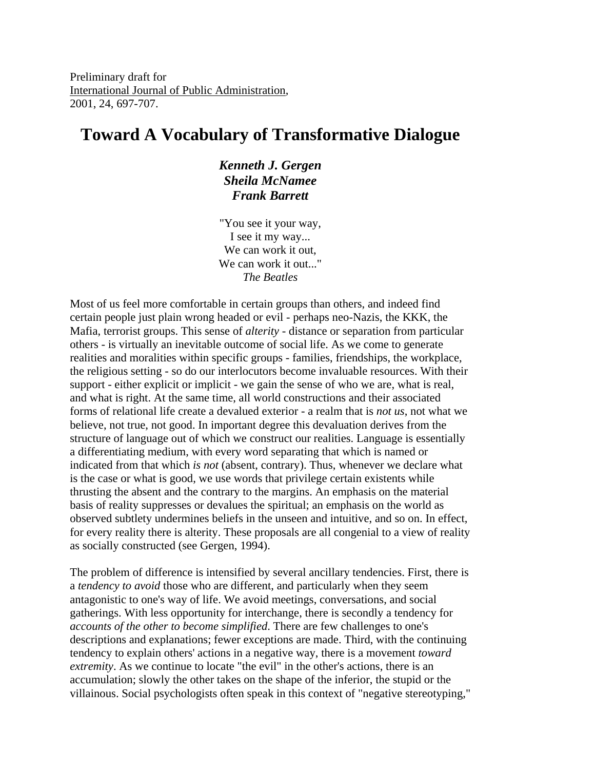Preliminary draft for
International Journal of Public Administration,
2001, 24, 697-707.

# Toward A Vocabulary of Transformative Dialogue

***Kenneth J. Gergen***
***Sheila McNamee***
***Frank Barrett***

"You see it your way,
I see it my way...
We can work it out,
We can work it out..."
*The Beatles*

Most of us feel more comfortable in certain groups than others, and indeed find certain people just plain wrong headed or evil - perhaps neo-Nazis, the KKK, the Mafia, terrorist groups. This sense of *alterity* - distance or separation from particular others - is virtually an inevitable outcome of social life. As we come to generate realities and moralities within specific groups - families, friendships, the workplace, the religious setting - so do our interlocutors become invaluable resources. With their support - either explicit or implicit - we gain the sense of who we are, what is real, and what is right. At the same time, all world constructions and their associated forms of relational life create a devalued exterior - a realm that is *not us*, not what we believe, not true, not good. In important degree this devaluation derives from the structure of language out of which we construct our realities. Language is essentially a differentiating medium, with every word separating that which is named or indicated from that which *is not* (absent, contrary). Thus, whenever we declare what is the case or what is good, we use words that privilege certain existents while thrusting the absent and the contrary to the margins. An emphasis on the material basis of reality suppresses or devalues the spiritual; an emphasis on the world as observed subtlety undermines beliefs in the unseen and intuitive, and so on. In effect, for every reality there is alterity. These proposals are all congenial to a view of reality as socially constructed (see Gergen, 1994).

The problem of difference is intensified by several ancillary tendencies. First, there is a *tendency to avoid* those who are different, and particularly when they seem antagonistic to one's way of life. We avoid meetings, conversations, and social gatherings. With less opportunity for interchange, there is secondly a tendency for *accounts of the other to become simplified*. There are few challenges to one's descriptions and explanations; fewer exceptions are made. Third, with the continuing tendency to explain others' actions in a negative way, there is a movement *toward extremity*. As we continue to locate "the evil" in the other's actions, there is an accumulation; slowly the other takes on the shape of the inferior, the stupid or the villainous. Social psychologists often speak in this context of "negative stereotyping,"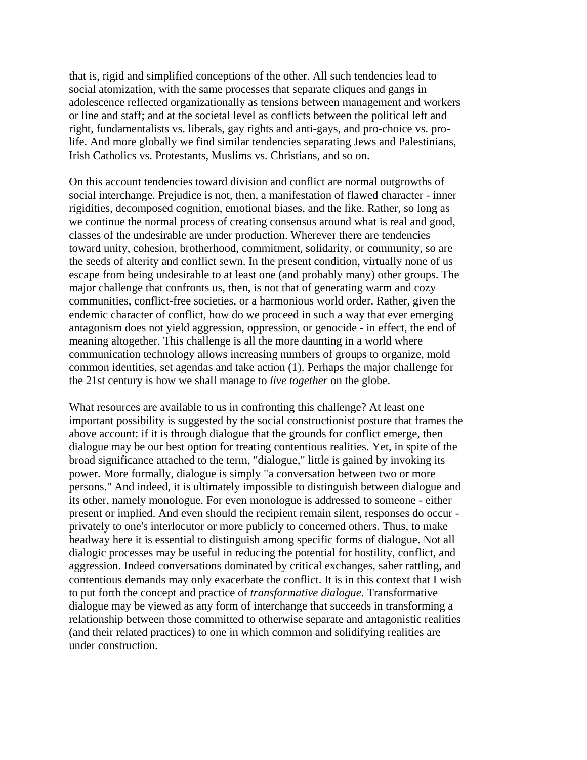that is, rigid and simplified conceptions of the other. All such tendencies lead to social atomization, with the same processes that separate cliques and gangs in adolescence reflected organizationally as tensions between management and workers or line and staff; and at the societal level as conflicts between the political left and right, fundamentalists vs. liberals, gay rights and anti-gays, and pro-choice vs. pro-life. And more globally we find similar tendencies separating Jews and Palestinians, Irish Catholics vs. Protestants, Muslims vs. Christians, and so on.

On this account tendencies toward division and conflict are normal outgrowths of social interchange. Prejudice is not, then, a manifestation of flawed character - inner rigidities, decomposed cognition, emotional biases, and the like. Rather, so long as we continue the normal process of creating consensus around what is real and good, classes of the undesirable are under production. Wherever there are tendencies toward unity, cohesion, brotherhood, commitment, solidarity, or community, so are the seeds of alterity and conflict sewn. In the present condition, virtually none of us escape from being undesirable to at least one (and probably many) other groups. The major challenge that confronts us, then, is not that of generating warm and cozy communities, conflict-free societies, or a harmonious world order. Rather, given the endemic character of conflict, how do we proceed in such a way that ever emerging antagonism does not yield aggression, oppression, or genocide - in effect, the end of meaning altogether. This challenge is all the more daunting in a world where communication technology allows increasing numbers of groups to organize, mold common identities, set agendas and take action (1). Perhaps the major challenge for the 21st century is how we shall manage to *live together* on the globe.

What resources are available to us in confronting this challenge? At least one important possibility is suggested by the social constructionist posture that frames the above account: if it is through dialogue that the grounds for conflict emerge, then dialogue may be our best option for treating contentious realities. Yet, in spite of the broad significance attached to the term, "dialogue," little is gained by invoking its power. More formally, dialogue is simply "a conversation between two or more persons." And indeed, it is ultimately impossible to distinguish between dialogue and its other, namely monologue. For even monologue is addressed to someone - either present or implied. And even should the recipient remain silent, responses do occur - privately to one's interlocutor or more publicly to concerned others. Thus, to make headway here it is essential to distinguish among specific forms of dialogue. Not all dialogic processes may be useful in reducing the potential for hostility, conflict, and aggression. Indeed conversations dominated by critical exchanges, saber rattling, and contentious demands may only exacerbate the conflict. It is in this context that I wish to put forth the concept and practice of *transformative dialogue*. Transformative dialogue may be viewed as any form of interchange that succeeds in transforming a relationship between those committed to otherwise separate and antagonistic realities (and their related practices) to one in which common and solidifying realities are under construction.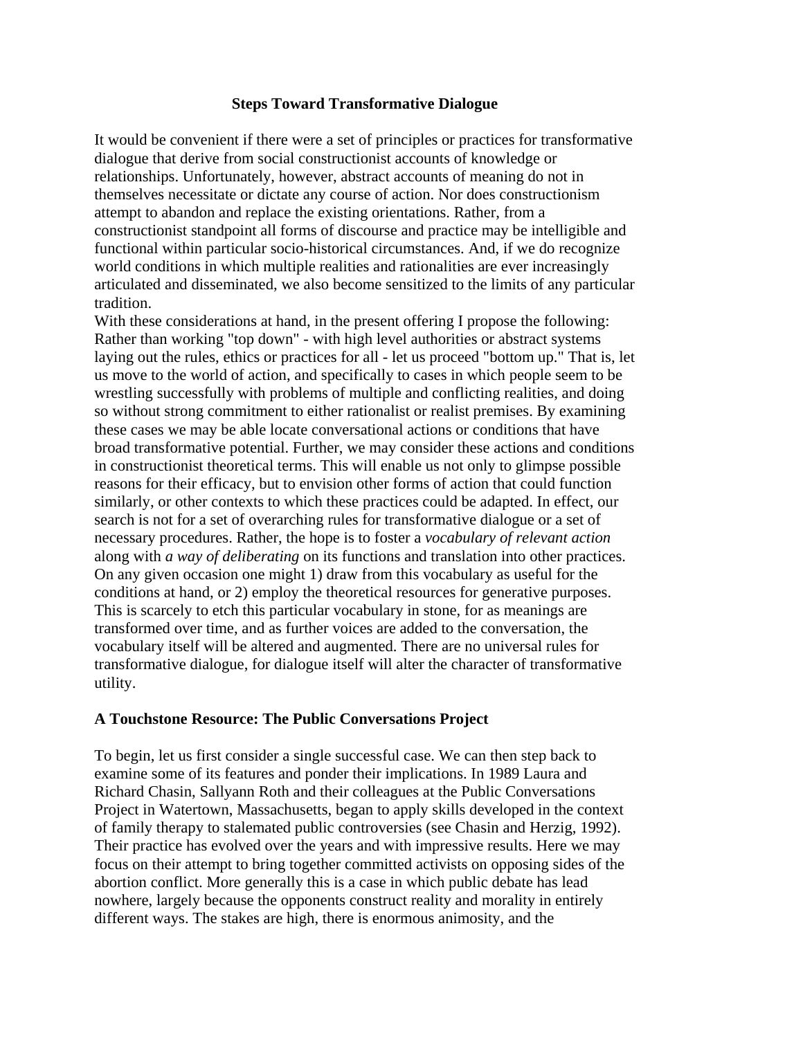## Steps Toward Transformative Dialogue

It would be convenient if there were a set of principles or practices for transformative dialogue that derive from social constructionist accounts of knowledge or relationships. Unfortunately, however, abstract accounts of meaning do not in themselves necessitate or dictate any course of action. Nor does constructionism attempt to abandon and replace the existing orientations. Rather, from a constructionist standpoint all forms of discourse and practice may be intelligible and functional within particular socio-historical circumstances. And, if we do recognize world conditions in which multiple realities and rationalities are ever increasingly articulated and disseminated, we also become sensitized to the limits of any particular tradition.

With these considerations at hand, in the present offering I propose the following: Rather than working "top down" - with high level authorities or abstract systems laying out the rules, ethics or practices for all - let us proceed "bottom up." That is, let us move to the world of action, and specifically to cases in which people seem to be wrestling successfully with problems of multiple and conflicting realities, and doing so without strong commitment to either rationalist or realist premises. By examining these cases we may be able locate conversational actions or conditions that have broad transformative potential. Further, we may consider these actions and conditions in constructionist theoretical terms. This will enable us not only to glimpse possible reasons for their efficacy, but to envision other forms of action that could function similarly, or other contexts to which these practices could be adapted. In effect, our search is not for a set of overarching rules for transformative dialogue or a set of necessary procedures. Rather, the hope is to foster a *vocabulary of relevant action* along with *a way of deliberating* on its functions and translation into other practices. On any given occasion one might 1) draw from this vocabulary as useful for the conditions at hand, or 2) employ the theoretical resources for generative purposes. This is scarcely to etch this particular vocabulary in stone, for as meanings are transformed over time, and as further voices are added to the conversation, the vocabulary itself will be altered and augmented. There are no universal rules for transformative dialogue, for dialogue itself will alter the character of transformative utility.

### A Touchstone Resource: The Public Conversations Project

To begin, let us first consider a single successful case. We can then step back to examine some of its features and ponder their implications. In 1989 Laura and Richard Chasin, Sallyann Roth and their colleagues at the Public Conversations Project in Watertown, Massachusetts, began to apply skills developed in the context of family therapy to stalemated public controversies (see Chasin and Herzig, 1992). Their practice has evolved over the years and with impressive results. Here we may focus on their attempt to bring together committed activists on opposing sides of the abortion conflict. More generally this is a case in which public debate has lead nowhere, largely because the opponents construct reality and morality in entirely different ways. The stakes are high, there is enormous animosity, and the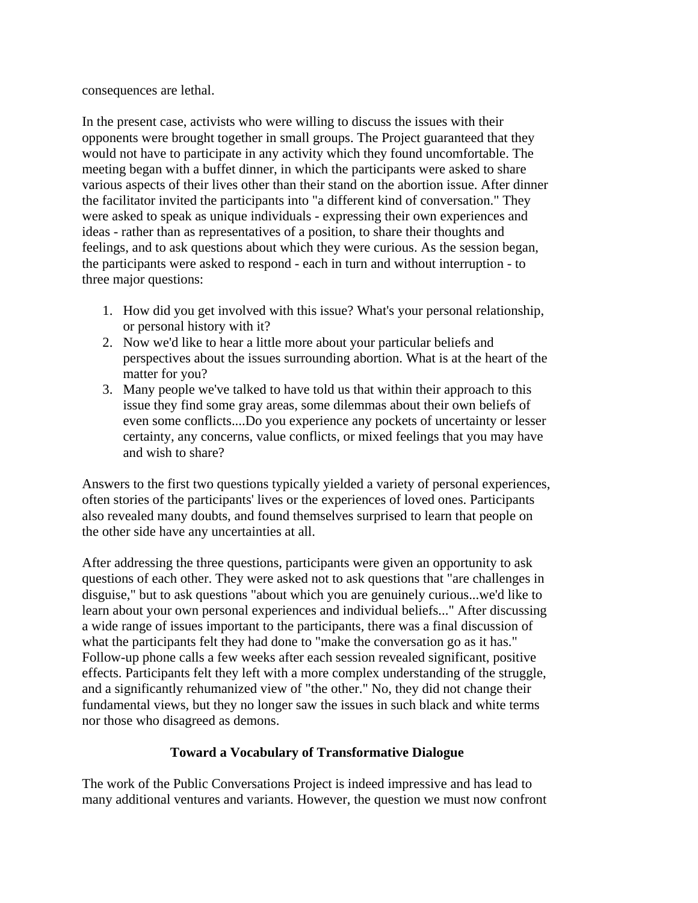consequences are lethal.

In the present case, activists who were willing to discuss the issues with their opponents were brought together in small groups. The Project guaranteed that they would not have to participate in any activity which they found uncomfortable. The meeting began with a buffet dinner, in which the participants were asked to share various aspects of their lives other than their stand on the abortion issue. After dinner the facilitator invited the participants into "a different kind of conversation." They were asked to speak as unique individuals - expressing their own experiences and ideas - rather than as representatives of a position, to share their thoughts and feelings, and to ask questions about which they were curious. As the session began, the participants were asked to respond - each in turn and without interruption - to three major questions:

1. How did you get involved with this issue? What's your personal relationship, or personal history with it?
2. Now we'd like to hear a little more about your particular beliefs and perspectives about the issues surrounding abortion. What is at the heart of the matter for you?
3. Many people we've talked to have told us that within their approach to this issue they find some gray areas, some dilemmas about their own beliefs of even some conflicts....Do you experience any pockets of uncertainty or lesser certainty, any concerns, value conflicts, or mixed feelings that you may have and wish to share?

Answers to the first two questions typically yielded a variety of personal experiences, often stories of the participants' lives or the experiences of loved ones. Participants also revealed many doubts, and found themselves surprised to learn that people on the other side have any uncertainties at all.

After addressing the three questions, participants were given an opportunity to ask questions of each other. They were asked not to ask questions that "are challenges in disguise," but to ask questions "about which you are genuinely curious...we'd like to learn about your own personal experiences and individual beliefs..." After discussing a wide range of issues important to the participants, there was a final discussion of what the participants felt they had done to "make the conversation go as it has." Follow-up phone calls a few weeks after each session revealed significant, positive effects. Participants felt they left with a more complex understanding of the struggle, and a significantly rehumanized view of "the other." No, they did not change their fundamental views, but they no longer saw the issues in such black and white terms nor those who disagreed as demons.

## Toward a Vocabulary of Transformative Dialogue

The work of the Public Conversations Project is indeed impressive and has lead to many additional ventures and variants. However, the question we must now confront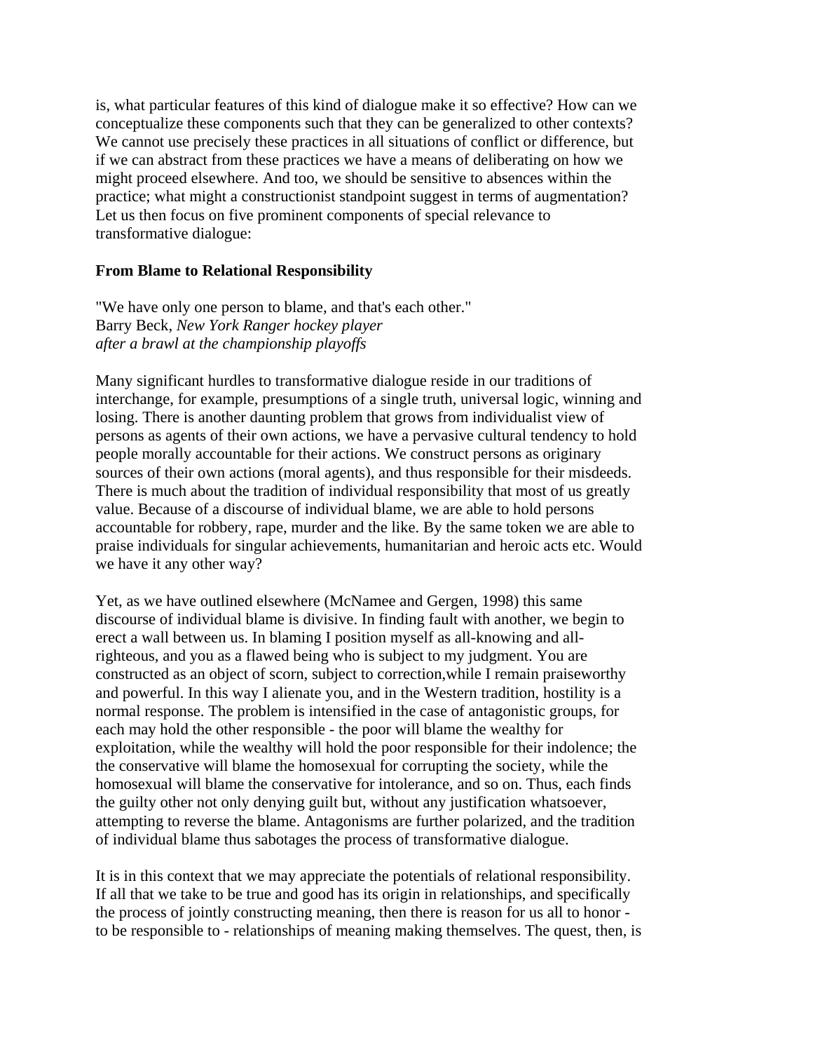is, what particular features of this kind of dialogue make it so effective? How can we conceptualize these components such that they can be generalized to other contexts? We cannot use precisely these practices in all situations of conflict or difference, but if we can abstract from these practices we have a means of deliberating on how we might proceed elsewhere. And too, we should be sensitive to absences within the practice; what might a constructionist standpoint suggest in terms of augmentation? Let us then focus on five prominent components of special relevance to transformative dialogue:

**From Blame to Relational Responsibility**

"We have only one person to blame, and that's each other."
Barry Beck, *New York Ranger hockey player*
*after a brawl at the championship playoffs*

Many significant hurdles to transformative dialogue reside in our traditions of interchange, for example, presumptions of a single truth, universal logic, winning and losing. There is another daunting problem that grows from individualist view of persons as agents of their own actions, we have a pervasive cultural tendency to hold people morally accountable for their actions. We construct persons as originary sources of their own actions (moral agents), and thus responsible for their misdeeds. There is much about the tradition of individual responsibility that most of us greatly value. Because of a discourse of individual blame, we are able to hold persons accountable for robbery, rape, murder and the like. By the same token we are able to praise individuals for singular achievements, humanitarian and heroic acts etc. Would we have it any other way?

Yet, as we have outlined elsewhere (McNamee and Gergen, 1998) this same discourse of individual blame is divisive. In finding fault with another, we begin to erect a wall between us. In blaming I position myself as all-knowing and all-righteous, and you as a flawed being who is subject to my judgment. You are constructed as an object of scorn, subject to correction,while I remain praiseworthy and powerful. In this way I alienate you, and in the Western tradition, hostility is a normal response. The problem is intensified in the case of antagonistic groups, for each may hold the other responsible - the poor will blame the wealthy for exploitation, while the wealthy will hold the poor responsible for their indolence; the the conservative will blame the homosexual for corrupting the society, while the homosexual will blame the conservative for intolerance, and so on. Thus, each finds the guilty other not only denying guilt but, without any justification whatsoever, attempting to reverse the blame. Antagonisms are further polarized, and the tradition of individual blame thus sabotages the process of transformative dialogue.

It is in this context that we may appreciate the potentials of relational responsibility. If all that we take to be true and good has its origin in relationships, and specifically the process of jointly constructing meaning, then there is reason for us all to honor - to be responsible to - relationships of meaning making themselves. The quest, then, is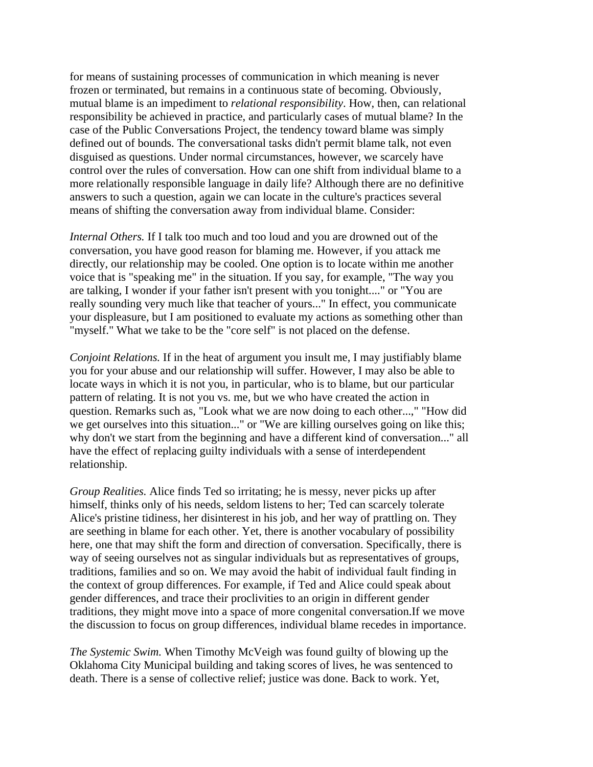for means of sustaining processes of communication in which meaning is never frozen or terminated, but remains in a continuous state of becoming. Obviously, mutual blame is an impediment to *relational responsibility*. How, then, can relational responsibility be achieved in practice, and particularly cases of mutual blame? In the case of the Public Conversations Project, the tendency toward blame was simply defined out of bounds. The conversational tasks didn't permit blame talk, not even disguised as questions. Under normal circumstances, however, we scarcely have control over the rules of conversation. How can one shift from individual blame to a more relationally responsible language in daily life? Although there are no definitive answers to such a question, again we can locate in the culture's practices several means of shifting the conversation away from individual blame. Consider:

*Internal Others.* If I talk too much and too loud and you are drowned out of the conversation, you have good reason for blaming me. However, if you attack me directly, our relationship may be cooled. One option is to locate within me another voice that is "speaking me" in the situation. If you say, for example, "The way you are talking, I wonder if your father isn't present with you tonight...." or "You are really sounding very much like that teacher of yours..." In effect, you communicate your displeasure, but I am positioned to evaluate my actions as something other than "myself." What we take to be the "core self" is not placed on the defense.

*Conjoint Relations.* If in the heat of argument you insult me, I may justifiably blame you for your abuse and our relationship will suffer. However, I may also be able to locate ways in which it is not you, in particular, who is to blame, but our particular pattern of relating. It is not you vs. me, but we who have created the action in question. Remarks such as, "Look what we are now doing to each other...," "How did we get ourselves into this situation..." or "We are killing ourselves going on like this; why don't we start from the beginning and have a different kind of conversation..." all have the effect of replacing guilty individuals with a sense of interdependent relationship.

*Group Realities.* Alice finds Ted so irritating; he is messy, never picks up after himself, thinks only of his needs, seldom listens to her; Ted can scarcely tolerate Alice's pristine tidiness, her disinterest in his job, and her way of prattling on. They are seething in blame for each other. Yet, there is another vocabulary of possibility here, one that may shift the form and direction of conversation. Specifically, there is way of seeing ourselves not as singular individuals but as representatives of groups, traditions, families and so on. We may avoid the habit of individual fault finding in the context of group differences. For example, if Ted and Alice could speak about gender differences, and trace their proclivities to an origin in different gender traditions, they might move into a space of more congenital conversation.If we move the discussion to focus on group differences, individual blame recedes in importance.

*The Systemic Swim.* When Timothy McVeigh was found guilty of blowing up the Oklahoma City Municipal building and taking scores of lives, he was sentenced to death. There is a sense of collective relief; justice was done. Back to work. Yet,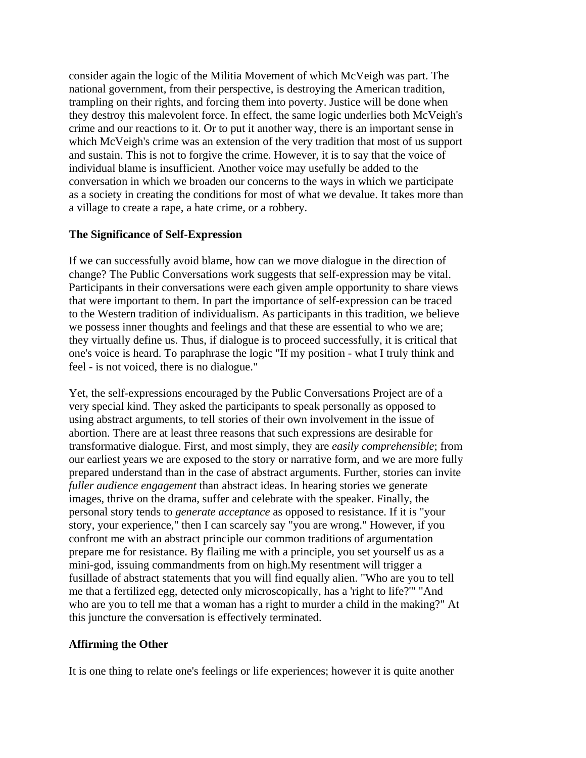consider again the logic of the Militia Movement of which McVeigh was part. The national government, from their perspective, is destroying the American tradition, trampling on their rights, and forcing them into poverty. Justice will be done when they destroy this malevolent force. In effect, the same logic underlies both McVeigh's crime and our reactions to it. Or to put it another way, there is an important sense in which McVeigh's crime was an extension of the very tradition that most of us support and sustain. This is not to forgive the crime. However, it is to say that the voice of individual blame is insufficient. Another voice may usefully be added to the conversation in which we broaden our concerns to the ways in which we participate as a society in creating the conditions for most of what we devalue. It takes more than a village to create a rape, a hate crime, or a robbery.

**The Significance of Self-Expression**

If we can successfully avoid blame, how can we move dialogue in the direction of change? The Public Conversations work suggests that self-expression may be vital. Participants in their conversations were each given ample opportunity to share views that were important to them. In part the importance of self-expression can be traced to the Western tradition of individualism. As participants in this tradition, we believe we possess inner thoughts and feelings and that these are essential to who we are; they virtually define us. Thus, if dialogue is to proceed successfully, it is critical that one's voice is heard. To paraphrase the logic "If my position - what I truly think and feel - is not voiced, there is no dialogue."

Yet, the self-expressions encouraged by the Public Conversations Project are of a very special kind. They asked the participants to speak personally as opposed to using abstract arguments, to tell stories of their own involvement in the issue of abortion. There are at least three reasons that such expressions are desirable for transformative dialogue. First, and most simply, they are *easily comprehensible*; from our earliest years we are exposed to the story or narrative form, and we are more fully prepared understand than in the case of abstract arguments. Further, stories can invite *fuller audience engagement* than abstract ideas. In hearing stories we generate images, thrive on the drama, suffer and celebrate with the speaker. Finally, the personal story tends to *generate acceptance* as opposed to resistance. If it is "your story, your experience," then I can scarcely say "you are wrong." However, if you confront me with an abstract principle our common traditions of argumentation prepare me for resistance. By flailing me with a principle, you set yourself us as a mini-god, issuing commandments from on high.My resentment will trigger a fusillade of abstract statements that you will find equally alien. "Who are you to tell me that a fertilized egg, detected only microscopically, has a 'right to life?'" "And who are you to tell me that a woman has a right to murder a child in the making?" At this juncture the conversation is effectively terminated.

**Affirming the Other**

It is one thing to relate one's feelings or life experiences; however it is quite another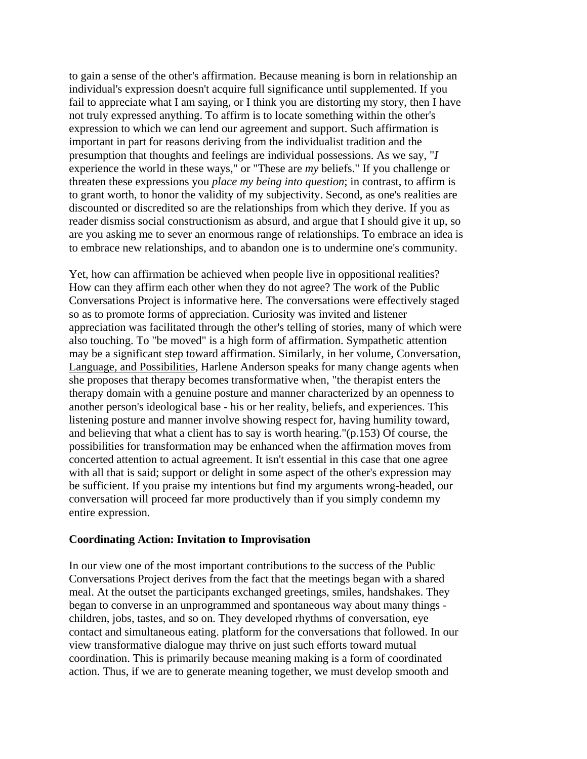to gain a sense of the other's affirmation. Because meaning is born in relationship an individual's expression doesn't acquire full significance until supplemented. If you fail to appreciate what I am saying, or I think you are distorting my story, then I have not truly expressed anything. To affirm is to locate something within the other's expression to which we can lend our agreement and support. Such affirmation is important in part for reasons deriving from the individualist tradition and the presumption that thoughts and feelings are individual possessions. As we say, "*I* experience the world in these ways," or "These are *my* beliefs." If you challenge or threaten these expressions you *place my being into question*; in contrast, to affirm is to grant worth, to honor the validity of my subjectivity. Second, as one's realities are discounted or discredited so are the relationships from which they derive. If you as reader dismiss social constructionism as absurd, and argue that I should give it up, so are you asking me to sever an enormous range of relationships. To embrace an idea is to embrace new relationships, and to abandon one is to undermine one's community.

Yet, how can affirmation be achieved when people live in oppositional realities? How can they affirm each other when they do not agree? The work of the Public Conversations Project is informative here. The conversations were effectively staged so as to promote forms of appreciation. Curiosity was invited and listener appreciation was facilitated through the other's telling of stories, many of which were also touching. To "be moved" is a high form of affirmation. Sympathetic attention may be a significant step toward affirmation. Similarly, in her volume, Conversation, Language, and Possibilities, Harlene Anderson speaks for many change agents when she proposes that therapy becomes transformative when, "the therapist enters the therapy domain with a genuine posture and manner characterized by an openness to another person's ideological base - his or her reality, beliefs, and experiences. This listening posture and manner involve showing respect for, having humility toward, and believing that what a client has to say is worth hearing."(p.153) Of course, the possibilities for transformation may be enhanced when the affirmation moves from concerted attention to actual agreement. It isn't essential in this case that one agree with all that is said; support or delight in some aspect of the other's expression may be sufficient. If you praise my intentions but find my arguments wrong-headed, our conversation will proceed far more productively than if you simply condemn my entire expression.

**Coordinating Action: Invitation to Improvisation**

In our view one of the most important contributions to the success of the Public Conversations Project derives from the fact that the meetings began with a shared meal. At the outset the participants exchanged greetings, smiles, handshakes. They began to converse in an unprogrammed and spontaneous way about many things - children, jobs, tastes, and so on. They developed rhythms of conversation, eye contact and simultaneous eating. platform for the conversations that followed. In our view transformative dialogue may thrive on just such efforts toward mutual coordination. This is primarily because meaning making is a form of coordinated action. Thus, if we are to generate meaning together, we must develop smooth and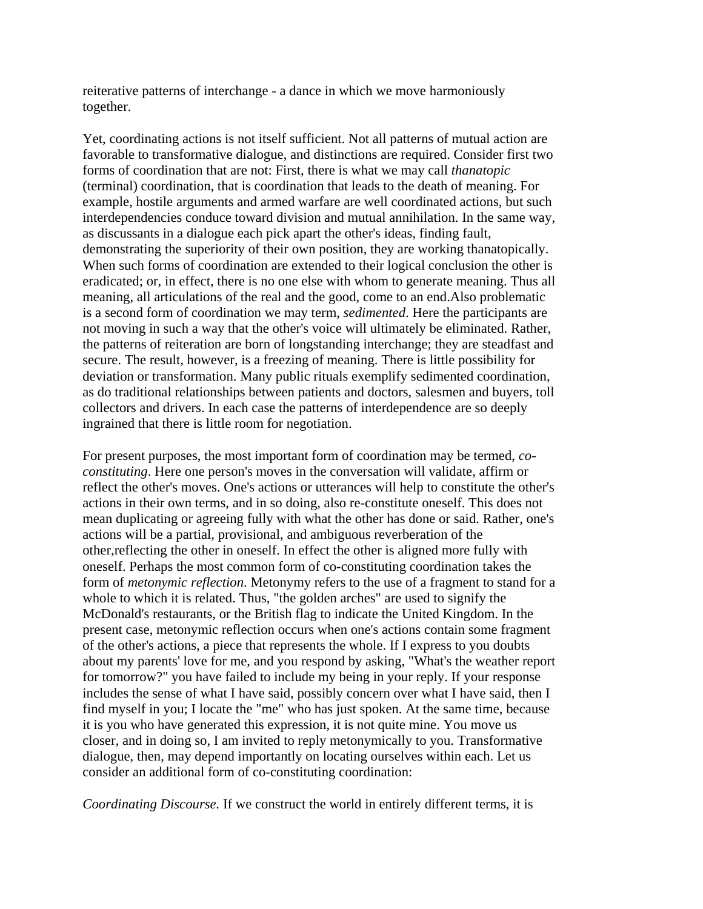reiterative patterns of interchange - a dance in which we move harmoniously together.

Yet, coordinating actions is not itself sufficient. Not all patterns of mutual action are favorable to transformative dialogue, and distinctions are required. Consider first two forms of coordination that are not: First, there is what we may call *thanatopic* (terminal) coordination, that is coordination that leads to the death of meaning. For example, hostile arguments and armed warfare are well coordinated actions, but such interdependencies conduce toward division and mutual annihilation. In the same way, as discussants in a dialogue each pick apart the other's ideas, finding fault, demonstrating the superiority of their own position, they are working thanatopically. When such forms of coordination are extended to their logical conclusion the other is eradicated; or, in effect, there is no one else with whom to generate meaning. Thus all meaning, all articulations of the real and the good, come to an end.Also problematic is a second form of coordination we may term, *sedimented*. Here the participants are not moving in such a way that the other's voice will ultimately be eliminated. Rather, the patterns of reiteration are born of longstanding interchange; they are steadfast and secure. The result, however, is a freezing of meaning. There is little possibility for deviation or transformation. Many public rituals exemplify sedimented coordination, as do traditional relationships between patients and doctors, salesmen and buyers, toll collectors and drivers. In each case the patterns of interdependence are so deeply ingrained that there is little room for negotiation.

For present purposes, the most important form of coordination may be termed, *co-constituting*. Here one person's moves in the conversation will validate, affirm or reflect the other's moves. One's actions or utterances will help to constitute the other's actions in their own terms, and in so doing, also re-constitute oneself. This does not mean duplicating or agreeing fully with what the other has done or said. Rather, one's actions will be a partial, provisional, and ambiguous reverberation of the other,reflecting the other in oneself. In effect the other is aligned more fully with oneself. Perhaps the most common form of co-constituting coordination takes the form of *metonymic reflection*. Metonymy refers to the use of a fragment to stand for a whole to which it is related. Thus, "the golden arches" are used to signify the McDonald's restaurants, or the British flag to indicate the United Kingdom. In the present case, metonymic reflection occurs when one's actions contain some fragment of the other's actions, a piece that represents the whole. If I express to you doubts about my parents' love for me, and you respond by asking, "What's the weather report for tomorrow?" you have failed to include my being in your reply. If your response includes the sense of what I have said, possibly concern over what I have said, then I find myself in you; I locate the "me" who has just spoken. At the same time, because it is you who have generated this expression, it is not quite mine. You move us closer, and in doing so, I am invited to reply metonymically to you. Transformative dialogue, then, may depend importantly on locating ourselves within each. Let us consider an additional form of co-constituting coordination:

*Coordinating Discourse.* If we construct the world in entirely different terms, it is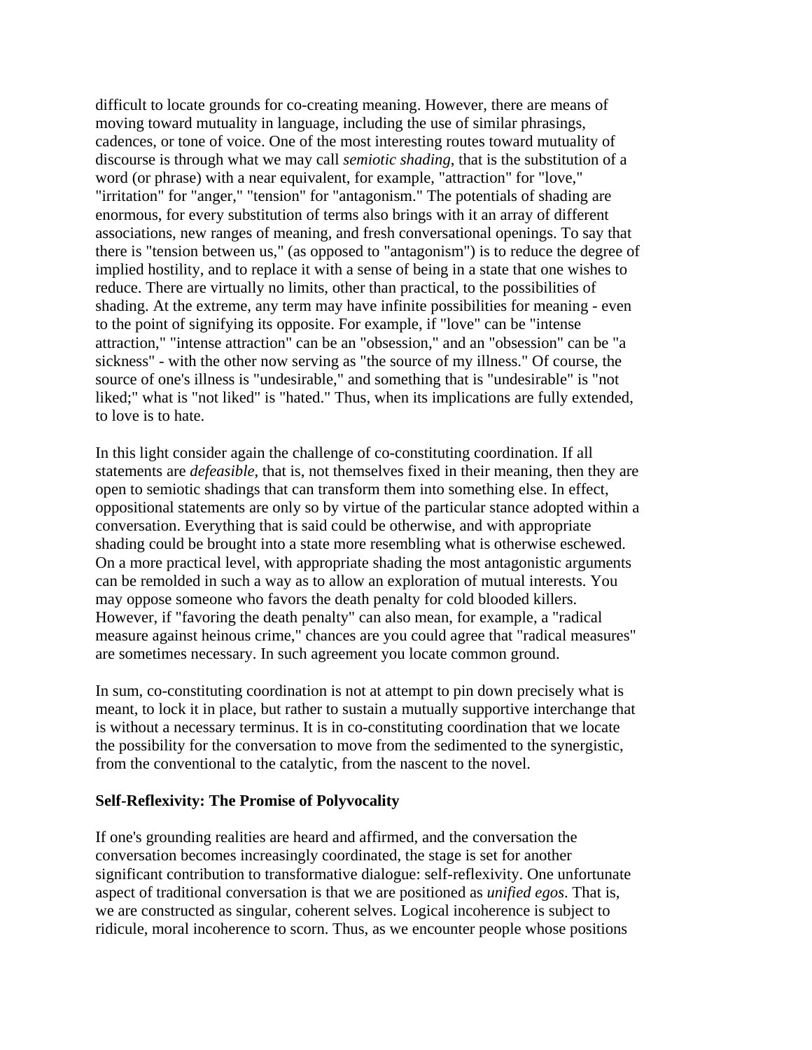difficult to locate grounds for co-creating meaning. However, there are means of moving toward mutuality in language, including the use of similar phrasings, cadences, or tone of voice. One of the most interesting routes toward mutuality of discourse is through what we may call *semiotic shading*, that is the substitution of a word (or phrase) with a near equivalent, for example, "attraction" for "love," "irritation" for "anger," "tension" for "antagonism." The potentials of shading are enormous, for every substitution of terms also brings with it an array of different associations, new ranges of meaning, and fresh conversational openings. To say that there is "tension between us," (as opposed to "antagonism") is to reduce the degree of implied hostility, and to replace it with a sense of being in a state that one wishes to reduce. There are virtually no limits, other than practical, to the possibilities of shading. At the extreme, any term may have infinite possibilities for meaning - even to the point of signifying its opposite. For example, if "love" can be "intense attraction," "intense attraction" can be an "obsession," and an "obsession" can be "a sickness" - with the other now serving as "the source of my illness." Of course, the source of one's illness is "undesirable," and something that is "undesirable" is "not liked;" what is "not liked" is "hated." Thus, when its implications are fully extended, to love is to hate.

In this light consider again the challenge of co-constituting coordination. If all statements are *defeasible*, that is, not themselves fixed in their meaning, then they are open to semiotic shadings that can transform them into something else. In effect, oppositional statements are only so by virtue of the particular stance adopted within a conversation. Everything that is said could be otherwise, and with appropriate shading could be brought into a state more resembling what is otherwise eschewed. On a more practical level, with appropriate shading the most antagonistic arguments can be remolded in such a way as to allow an exploration of mutual interests. You may oppose someone who favors the death penalty for cold blooded killers. However, if "favoring the death penalty" can also mean, for example, a "radical measure against heinous crime," chances are you could agree that "radical measures" are sometimes necessary. In such agreement you locate common ground.

In sum, co-constituting coordination is not at attempt to pin down precisely what is meant, to lock it in place, but rather to sustain a mutually supportive interchange that is without a necessary terminus. It is in co-constituting coordination that we locate the possibility for the conversation to move from the sedimented to the synergistic, from the conventional to the catalytic, from the nascent to the novel.

**Self-Reflexivity: The Promise of Polyvocality**

If one's grounding realities are heard and affirmed, and the conversation the conversation becomes increasingly coordinated, the stage is set for another significant contribution to transformative dialogue: self-reflexivity. One unfortunate aspect of traditional conversation is that we are positioned as *unified egos*. That is, we are constructed as singular, coherent selves. Logical incoherence is subject to ridicule, moral incoherence to scorn. Thus, as we encounter people whose positions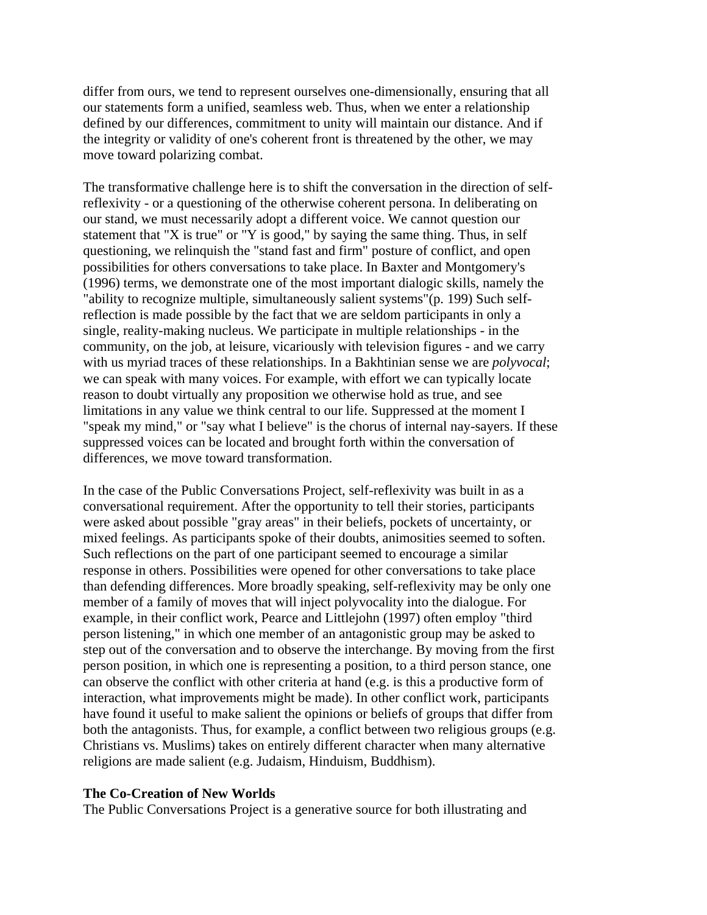differ from ours, we tend to represent ourselves one-dimensionally, ensuring that all our statements form a unified, seamless web. Thus, when we enter a relationship defined by our differences, commitment to unity will maintain our distance. And if the integrity or validity of one's coherent front is threatened by the other, we may move toward polarizing combat.

The transformative challenge here is to shift the conversation in the direction of self-reflexivity - or a questioning of the otherwise coherent persona. In deliberating on our stand, we must necessarily adopt a different voice. We cannot question our statement that "X is true" or "Y is good," by saying the same thing. Thus, in self questioning, we relinquish the "stand fast and firm" posture of conflict, and open possibilities for others conversations to take place. In Baxter and Montgomery's (1996) terms, we demonstrate one of the most important dialogic skills, namely the "ability to recognize multiple, simultaneously salient systems"(p. 199) Such self-reflection is made possible by the fact that we are seldom participants in only a single, reality-making nucleus. We participate in multiple relationships - in the community, on the job, at leisure, vicariously with television figures - and we carry with us myriad traces of these relationships. In a Bakhtinian sense we are *polyvocal*; we can speak with many voices. For example, with effort we can typically locate reason to doubt virtually any proposition we otherwise hold as true, and see limitations in any value we think central to our life. Suppressed at the moment I "speak my mind," or "say what I believe" is the chorus of internal nay-sayers. If these suppressed voices can be located and brought forth within the conversation of differences, we move toward transformation.

In the case of the Public Conversations Project, self-reflexivity was built in as a conversational requirement. After the opportunity to tell their stories, participants were asked about possible "gray areas" in their beliefs, pockets of uncertainty, or mixed feelings. As participants spoke of their doubts, animosities seemed to soften. Such reflections on the part of one participant seemed to encourage a similar response in others. Possibilities were opened for other conversations to take place than defending differences. More broadly speaking, self-reflexivity may be only one member of a family of moves that will inject polyvocality into the dialogue. For example, in their conflict work, Pearce and Littlejohn (1997) often employ "third person listening," in which one member of an antagonistic group may be asked to step out of the conversation and to observe the interchange. By moving from the first person position, in which one is representing a position, to a third person stance, one can observe the conflict with other criteria at hand (e.g. is this a productive form of interaction, what improvements might be made). In other conflict work, participants have found it useful to make salient the opinions or beliefs of groups that differ from both the antagonists. Thus, for example, a conflict between two religious groups (e.g. Christians vs. Muslims) takes on entirely different character when many alternative religions are made salient (e.g. Judaism, Hinduism, Buddhism).

**The Co-Creation of New Worlds**

The Public Conversations Project is a generative source for both illustrating and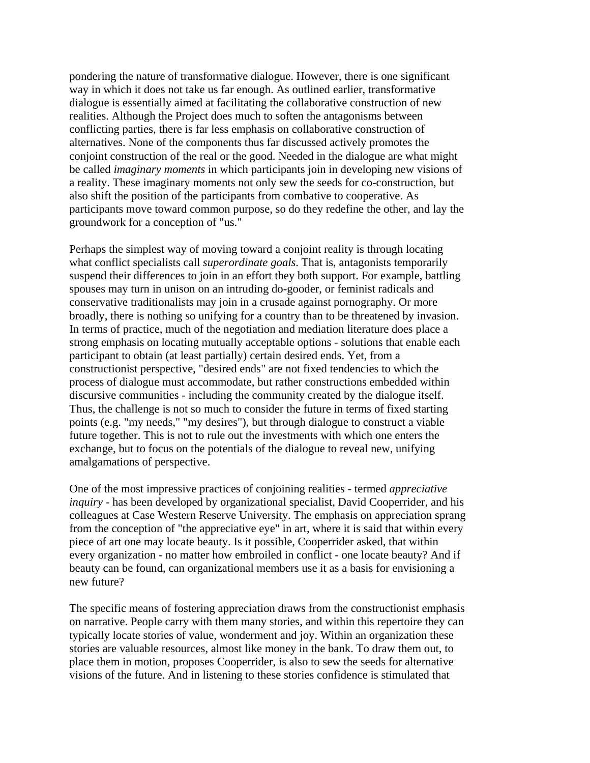pondering the nature of transformative dialogue. However, there is one significant way in which it does not take us far enough. As outlined earlier, transformative dialogue is essentially aimed at facilitating the collaborative construction of new realities. Although the Project does much to soften the antagonisms between conflicting parties, there is far less emphasis on collaborative construction of alternatives. None of the components thus far discussed actively promotes the conjoint construction of the real or the good. Needed in the dialogue are what might be called *imaginary moments* in which participants join in developing new visions of a reality. These imaginary moments not only sew the seeds for co-construction, but also shift the position of the participants from combative to cooperative. As participants move toward common purpose, so do they redefine the other, and lay the groundwork for a conception of "us."

Perhaps the simplest way of moving toward a conjoint reality is through locating what conflict specialists call *superordinate goals*. That is, antagonists temporarily suspend their differences to join in an effort they both support. For example, battling spouses may turn in unison on an intruding do-gooder, or feminist radicals and conservative traditionalists may join in a crusade against pornography. Or more broadly, there is nothing so unifying for a country than to be threatened by invasion. In terms of practice, much of the negotiation and mediation literature does place a strong emphasis on locating mutually acceptable options - solutions that enable each participant to obtain (at least partially) certain desired ends. Yet, from a constructionist perspective, "desired ends" are not fixed tendencies to which the process of dialogue must accommodate, but rather constructions embedded within discursive communities - including the community created by the dialogue itself. Thus, the challenge is not so much to consider the future in terms of fixed starting points (e.g. "my needs," "my desires"), but through dialogue to construct a viable future together. This is not to rule out the investments with which one enters the exchange, but to focus on the potentials of the dialogue to reveal new, unifying amalgamations of perspective.

One of the most impressive practices of conjoining realities - termed *appreciative inquiry* - has been developed by organizational specialist, David Cooperrider, and his colleagues at Case Western Reserve University. The emphasis on appreciation sprang from the conception of "the appreciative eye" in art, where it is said that within every piece of art one may locate beauty. Is it possible, Cooperrider asked, that within every organization - no matter how embroiled in conflict - one locate beauty? And if beauty can be found, can organizational members use it as a basis for envisioning a new future?

The specific means of fostering appreciation draws from the constructionist emphasis on narrative. People carry with them many stories, and within this repertoire they can typically locate stories of value, wonderment and joy. Within an organization these stories are valuable resources, almost like money in the bank. To draw them out, to place them in motion, proposes Cooperrider, is also to sew the seeds for alternative visions of the future. And in listening to these stories confidence is stimulated that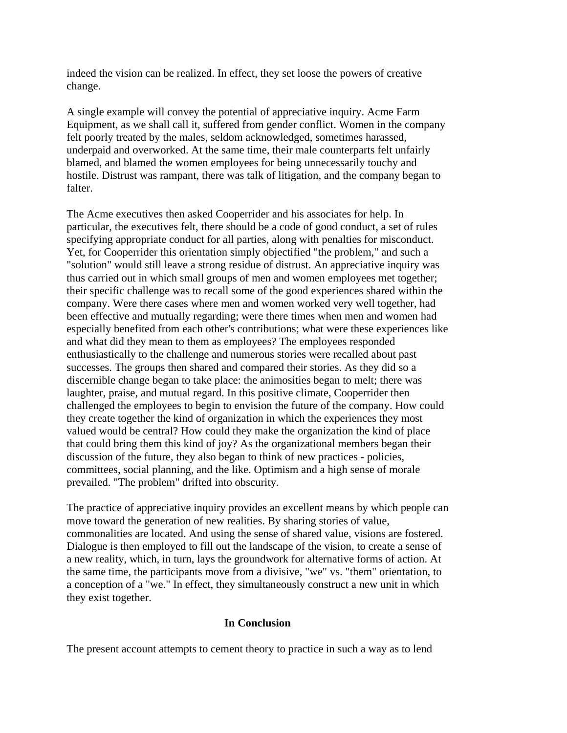indeed the vision can be realized. In effect, they set loose the powers of creative change.

A single example will convey the potential of appreciative inquiry. Acme Farm Equipment, as we shall call it, suffered from gender conflict. Women in the company felt poorly treated by the males, seldom acknowledged, sometimes harassed, underpaid and overworked. At the same time, their male counterparts felt unfairly blamed, and blamed the women employees for being unnecessarily touchy and hostile. Distrust was rampant, there was talk of litigation, and the company began to falter.

The Acme executives then asked Cooperrider and his associates for help. In particular, the executives felt, there should be a code of good conduct, a set of rules specifying appropriate conduct for all parties, along with penalties for misconduct. Yet, for Cooperrider this orientation simply objectified "the problem," and such a "solution" would still leave a strong residue of distrust. An appreciative inquiry was thus carried out in which small groups of men and women employees met together; their specific challenge was to recall some of the good experiences shared within the company. Were there cases where men and women worked very well together, had been effective and mutually regarding; were there times when men and women had especially benefited from each other's contributions; what were these experiences like and what did they mean to them as employees? The employees responded enthusiastically to the challenge and numerous stories were recalled about past successes. The groups then shared and compared their stories. As they did so a discernible change began to take place: the animosities began to melt; there was laughter, praise, and mutual regard. In this positive climate, Cooperrider then challenged the employees to begin to envision the future of the company. How could they create together the kind of organization in which the experiences they most valued would be central? How could they make the organization the kind of place that could bring them this kind of joy? As the organizational members began their discussion of the future, they also began to think of new practices - policies, committees, social planning, and the like. Optimism and a high sense of morale prevailed. "The problem" drifted into obscurity.

The practice of appreciative inquiry provides an excellent means by which people can move toward the generation of new realities. By sharing stories of value, commonalities are located. And using the sense of shared value, visions are fostered. Dialogue is then employed to fill out the landscape of the vision, to create a sense of a new reality, which, in turn, lays the groundwork for alternative forms of action. At the same time, the participants move from a divisive, "we" vs. "them" orientation, to a conception of a "we." In effect, they simultaneously construct a new unit in which they exist together.

## In Conclusion

The present account attempts to cement theory to practice in such a way as to lend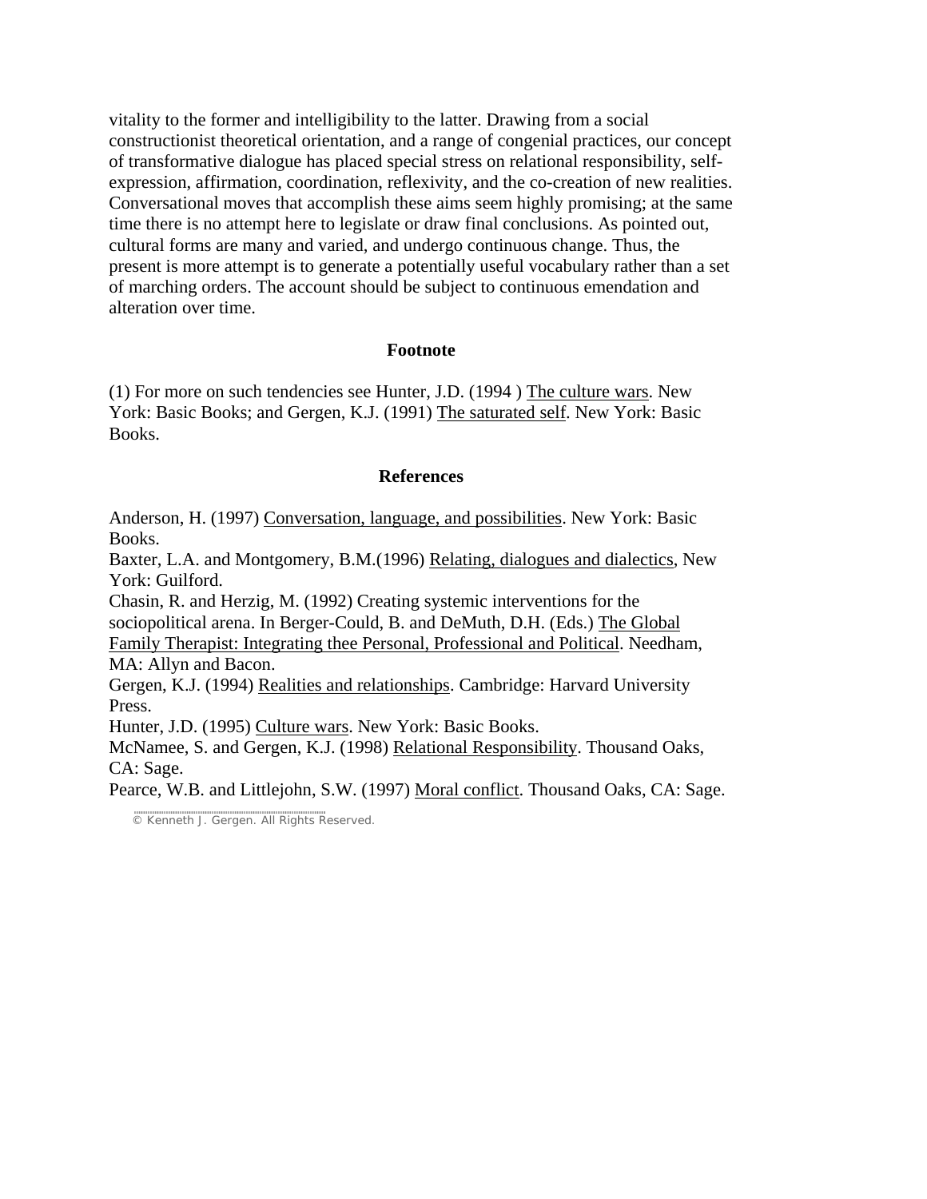vitality to the former and intelligibility to the latter. Drawing from a social constructionist theoretical orientation, and a range of congenial practices, our concept of transformative dialogue has placed special stress on relational responsibility, self-expression, affirmation, coordination, reflexivity, and the co-creation of new realities. Conversational moves that accomplish these aims seem highly promising; at the same time there is no attempt here to legislate or draw final conclusions. As pointed out, cultural forms are many and varied, and undergo continuous change. Thus, the present is more attempt is to generate a potentially useful vocabulary rather than a set of marching orders. The account should be subject to continuous emendation and alteration over time.

### Footnote

(1) For more on such tendencies see Hunter, J.D. (1994 ) The culture wars. New York: Basic Books; and Gergen, K.J. (1991) The saturated self. New York: Basic Books.

### References

Anderson, H. (1997) Conversation, language, and possibilities. New York: Basic Books.

Baxter, L.A. and Montgomery, B.M.(1996) Relating, dialogues and dialectics, New York: Guilford.

Chasin, R. and Herzig, M. (1992) Creating systemic interventions for the sociopolitical arena. In Berger-Could, B. and DeMuth, D.H. (Eds.) The Global Family Therapist: Integrating thee Personal, Professional and Political. Needham, MA: Allyn and Bacon.

Gergen, K.J. (1994) Realities and relationships. Cambridge: Harvard University Press.

Hunter, J.D. (1995) Culture wars. New York: Basic Books.

McNamee, S. and Gergen, K.J. (1998) Relational Responsibility. Thousand Oaks, CA: Sage.

Pearce, W.B. and Littlejohn, S.W. (1997) Moral conflict. Thousand Oaks, CA: Sage.

© Kenneth J. Gergen. All Rights Reserved.